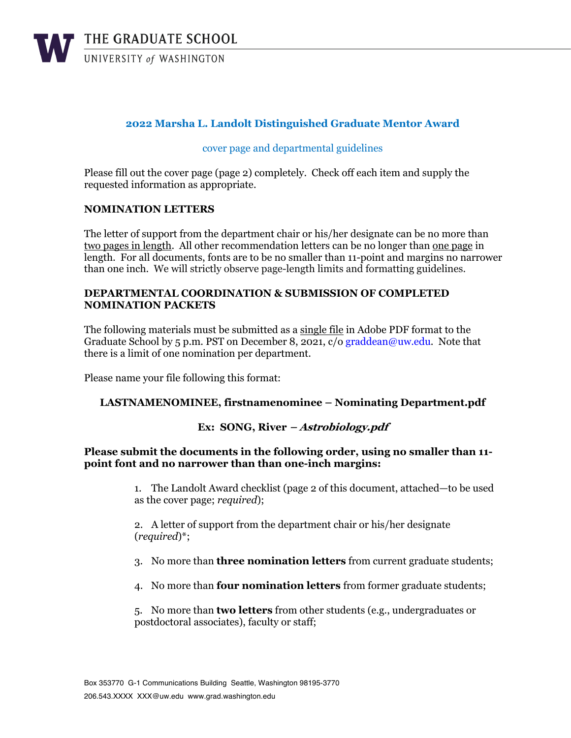# 2022 Marsha L. Landolt Distinguished Graduate Mentor Award

cover page and departmental guidelines

Please fill out the cover page (page 2) completely. Check off each item and supply the requested information as appropriate.

## NOMINATION LETTERS

The letter of support from the department chair or his/her designate can be no more than two pages in length. All other recommendation letters can be no longer than one page in length. For all documents, fonts are to be no smaller than 11-point and margins no narrower than one inch. We will strictly observe page-length limits and formatting guidelines.

## DEPARTMENTAL COORDINATION & SUBMISSION OF COMPLETED NOMINATION PACKETS

The following materials must be submitted as a single file in Adobe PDF format to the Graduate School by 5 p.m. PST on December 8, 2021, c/o graddean@uw.edu. Note that there is a limit of one nomination per department.

Please name your file following this format:

**LASTNAMENOMINEE, firstnamenominee – Nominating Department.pdf**

**Ex: SONG, River – *Astrobiology.pdf***

**Please submit the documents in the following order, using no smaller than 11-point font and no narrower than than one-inch margins:**

1. The Landolt Award checklist (page 2 of this document, attached—to be used as the cover page; *required*);

2. A letter of support from the department chair or his/her designate (*required*)*;

3. No more than **three nomination letters** from current graduate students;

4. No more than **four nomination letters** from former graduate students;

5. No more than **two letters** from other students (e.g., undergraduates or postdoctoral associates), faculty or staff;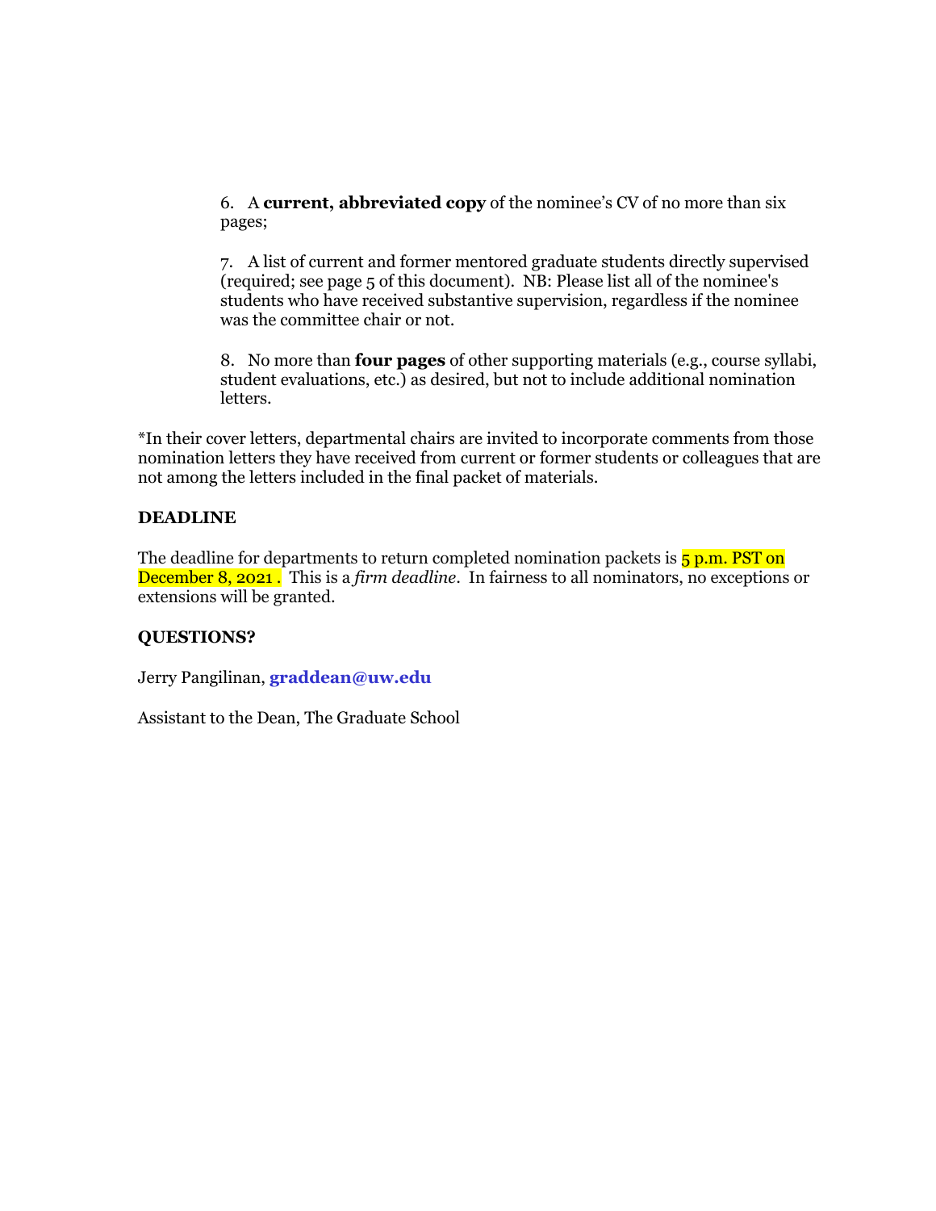6. A **current, abbreviated copy** of the nominee's CV of no more than six pages;

7. A list of current and former mentored graduate students directly supervised (required; see page 5 of this document). NB: Please list all of the nominee's students who have received substantive supervision, regardless if the nominee was the committee chair or not.

8. No more than **four pages** of other supporting materials (e.g., course syllabi, student evaluations, etc.) as desired, but not to include additional nomination letters.

*In their cover letters, departmental chairs are invited to incorporate comments from those nomination letters they have received from current or former students or colleagues that are not among the letters included in the final packet of materials.

**DEADLINE**

The deadline for departments to return completed nomination packets is 5 p.m. PST on December 8, 2021 . This is a *firm deadline*. In fairness to all nominators, no exceptions or extensions will be granted.

**QUESTIONS?**

Jerry Pangilinan, **graddean@uw.edu**

Assistant to the Dean, The Graduate School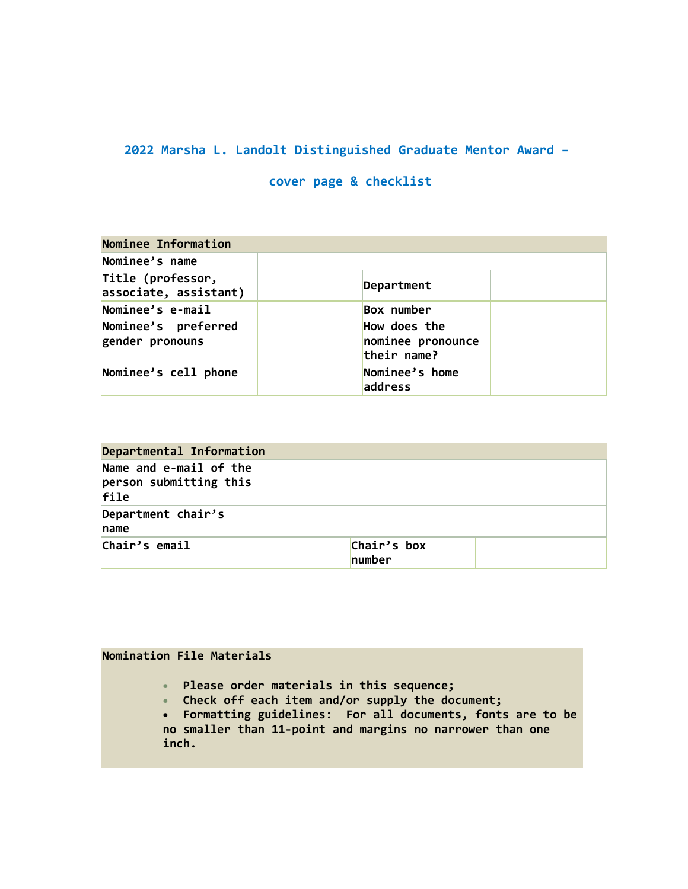## 2022 Marsha L. Landolt Distinguished Graduate Mentor Award –

## cover page & checklist

| **Nominee Information** | | | |
|---|---|---|---|
| **Nominee's name** | | | |
| **Title (professor, associate, assistant)** | | **Department** | |
| **Nominee's e-mail** | | **Box number** | |
| **Nominee's preferred gender pronouns** | | **How does the nominee pronounce their name?** | |
| **Nominee's cell phone** | | **Nominee's home address** | |

| **Departmental Information** | | | |
|---|---|---|---|
| **Name and e-mail of the person submitting this file** | | | |
| **Department chair's name** | | | |
| **Chair's email** | | **Chair's box number** | |

**Nomination File Materials**

- **Please order materials in this sequence;**
- **Check off each item and/or supply the document;**
- **Formatting guidelines: For all documents, fonts are to be no smaller than 11-point and margins no narrower than one inch.**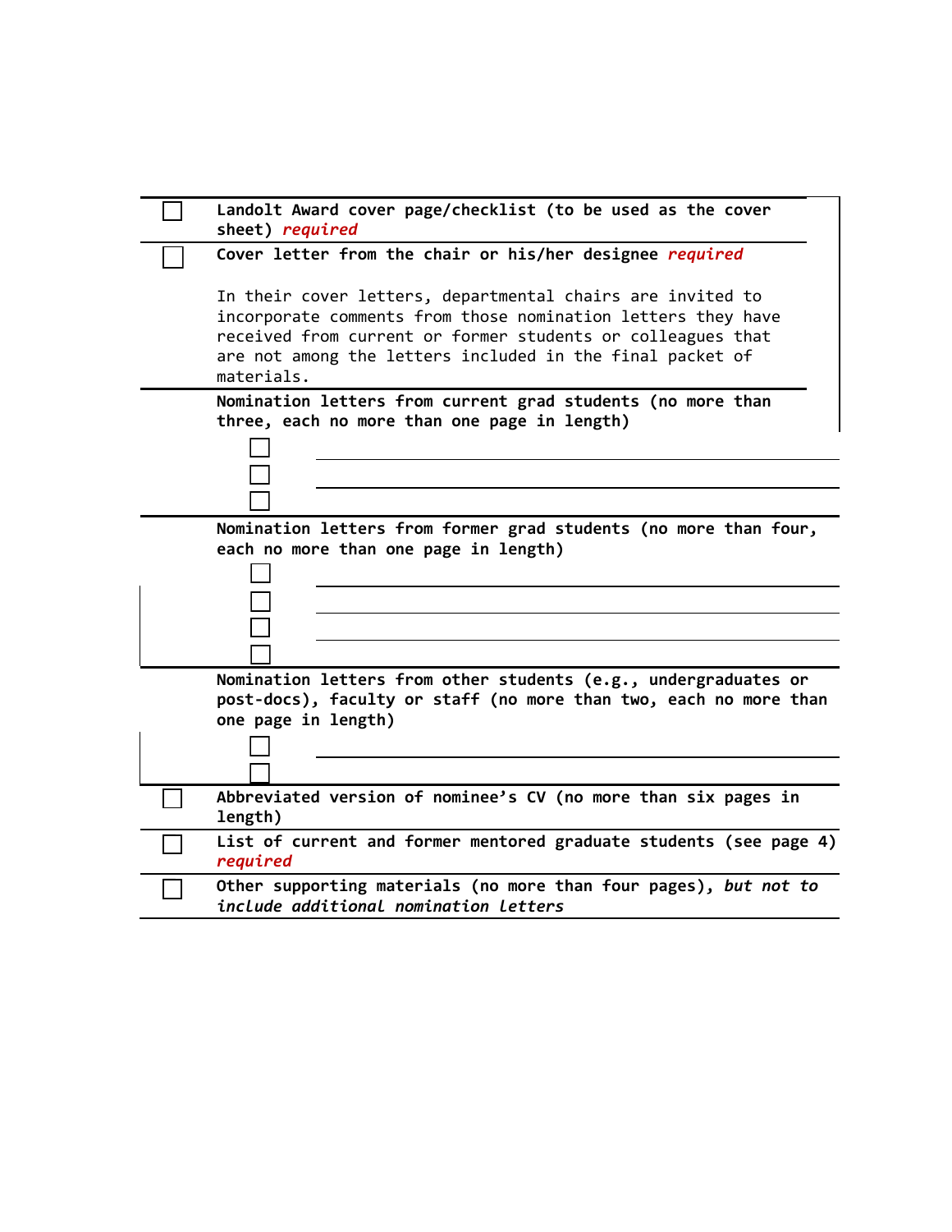| | |
|---|---|
| ☐ | **Landolt Award cover page/checklist (to be used as the cover sheet)** ***required*** |
| ☐ | **Cover letter from the chair or his/her designee** ***required***<br><br>In their cover letters, departmental chairs are invited to incorporate comments from those nomination letters they have received from current or former students or colleagues that are not among the letters included in the final packet of materials. |
| | **Nomination letters from current grad students (no more than three, each no more than one page in length)**<br>☐ \_\_\_\_\_\_\_\_\_\_\_\_\_\_\_\_\_\_\_\_<br>☐ \_\_\_\_\_\_\_\_\_\_\_\_\_\_\_\_\_\_\_\_<br>☐ \_\_\_\_\_\_\_\_\_\_\_\_\_\_\_\_\_\_\_\_ |
| | **Nomination letters from former grad students (no more than four, each no more than one page in length)**<br>☐ \_\_\_\_\_\_\_\_\_\_\_\_\_\_\_\_\_\_\_\_<br>☐ \_\_\_\_\_\_\_\_\_\_\_\_\_\_\_\_\_\_\_\_<br>☐ \_\_\_\_\_\_\_\_\_\_\_\_\_\_\_\_\_\_\_\_<br>☐ \_\_\_\_\_\_\_\_\_\_\_\_\_\_\_\_\_\_\_\_ |
| | **Nomination letters from other students (e.g., undergraduates or post-docs), faculty or staff (no more than two, each no more than one page in length)**<br>☐ \_\_\_\_\_\_\_\_\_\_\_\_\_\_\_\_\_\_\_\_<br>☐ \_\_\_\_\_\_\_\_\_\_\_\_\_\_\_\_\_\_\_\_ |
| ☐ | **Abbreviated version of nominee's CV (no more than six pages in length)** |
| ☐ | **List of current and former mentored graduate students (see page 4)** ***required*** |
| ☐ | **Other supporting materials (no more than four pages),** ***but not to include additional nomination letters*** |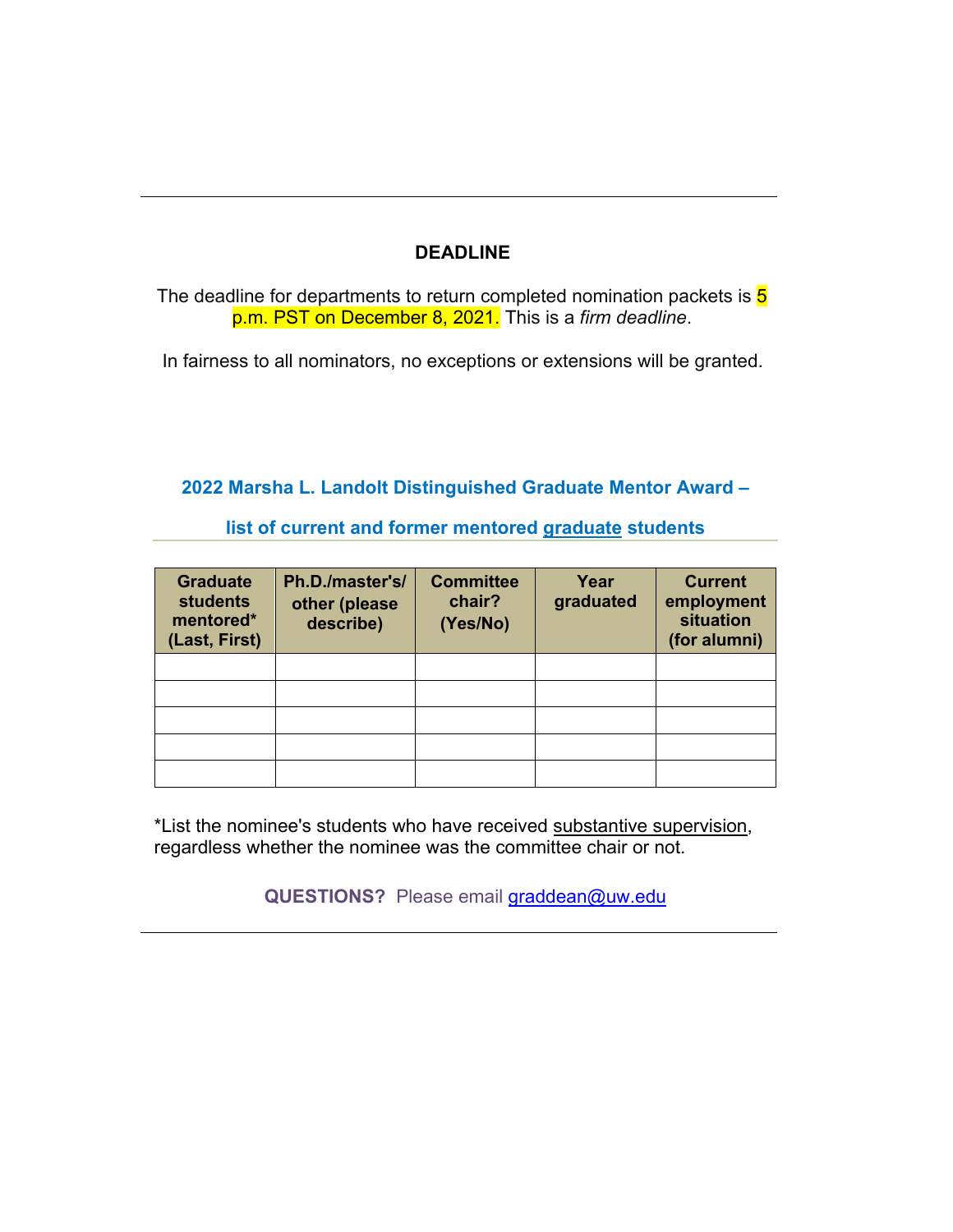---

**DEADLINE**

The deadline for departments to return completed nomination packets is 5 p.m. PST on December 8, 2021. This is a *firm deadline*.

In fairness to all nominators, no exceptions or extensions will be granted.

## 2022 Marsha L. Landolt Distinguished Graduate Mentor Award – list of current and former mentored graduate students

| Graduate students mentored* (Last, First) | Ph.D./master's/ other (please describe) | Committee chair? (Yes/No) | Year graduated | Current employment situation (for alumni) |
|---|---|---|---|---|
| | | | | |
| | | | | |
| | | | | |
| | | | | |
| | | | | |

*List the nominee's students who have received substantive supervision, regardless whether the nominee was the committee chair or not.

**QUESTIONS?** Please email graddean@uw.edu

---